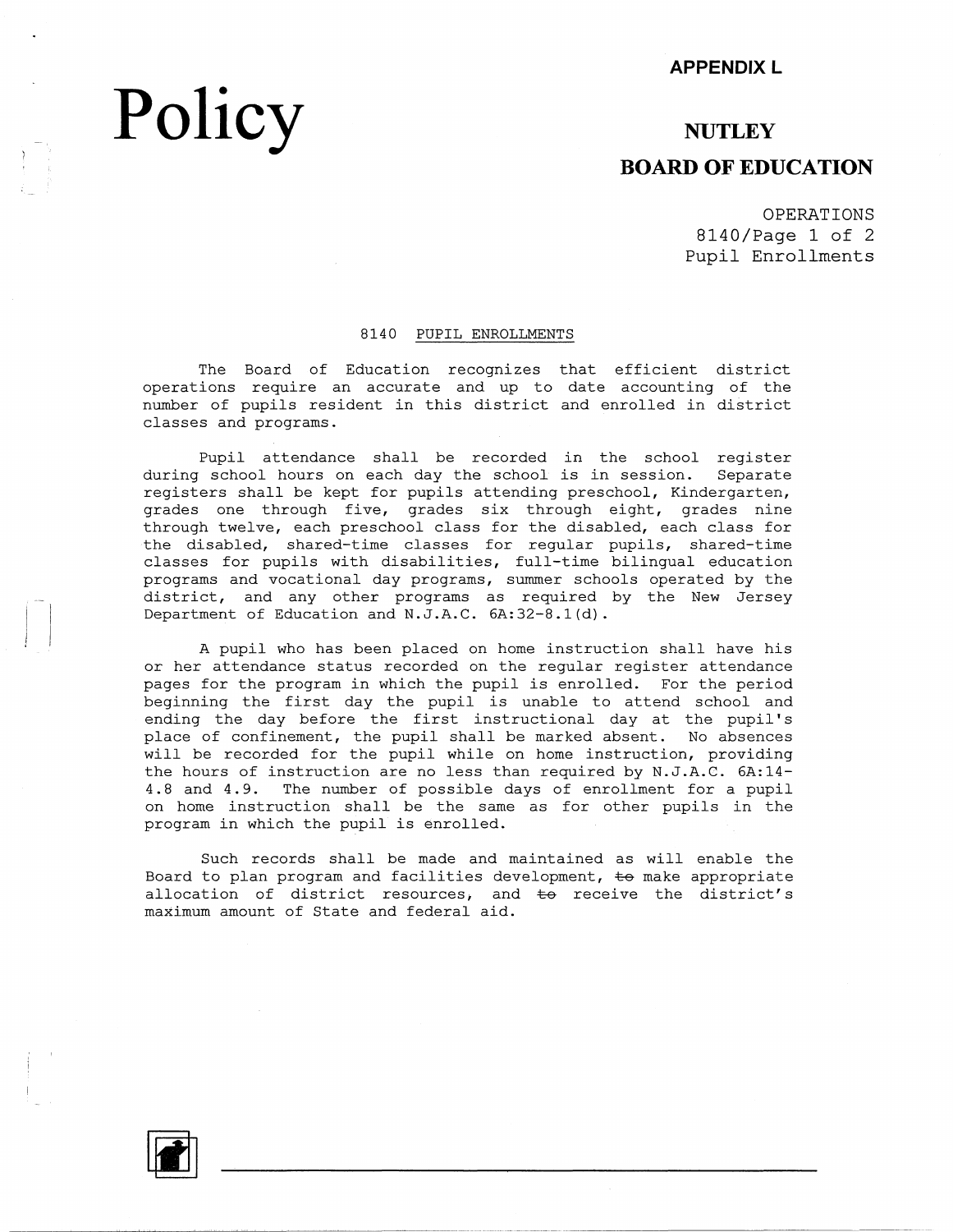**APPENDIX L**

# Policy

## NUTLEY
## BOARD OF EDUCATION

OPERATIONS
8140
Pupil Enrollments

### 8140 PUPIL ENROLLMENTS

The Board of Education recognizes that efficient district operations require an accurate and up to date accounting of the number of pupils resident in this district and enrolled in district classes and programs.

Pupil attendance shall be recorded in the school register during school hours on each day the school is in session. Separate registers shall be kept for pupils attending preschool, Kindergarten, grades one through five, grades six through eight, grades nine through twelve, each preschool class for the disabled, each class for the disabled, shared-time classes for regular pupils, shared-time classes for pupils with disabilities, full-time bilingual education programs and vocational day programs, summer schools operated by the district, and any other programs as required by the New Jersey Department of Education and N.J.A.C. 6A:32-8.1(d).

A pupil who has been placed on home instruction shall have his or her attendance status recorded on the regular register attendance pages for the program in which the pupil is enrolled. For the period beginning the first day the pupil is unable to attend school and ending the day before the first instructional day at the pupil's place of confinement, the pupil shall be marked absent. No absences will be recorded for the pupil while on home instruction, providing the hours of instruction are no less than required by N.J.A.C. 6A:14-4.8 and 4.9. The number of possible days of enrollment for a pupil on home instruction shall be the same as for other pupils in the program in which the pupil is enrolled.

Such records shall be made and maintained as will enable the Board to plan program and facilities development, ~~to~~ make appropriate allocation of district resources, and ~~to~~ receive the district's maximum amount of State and federal aid.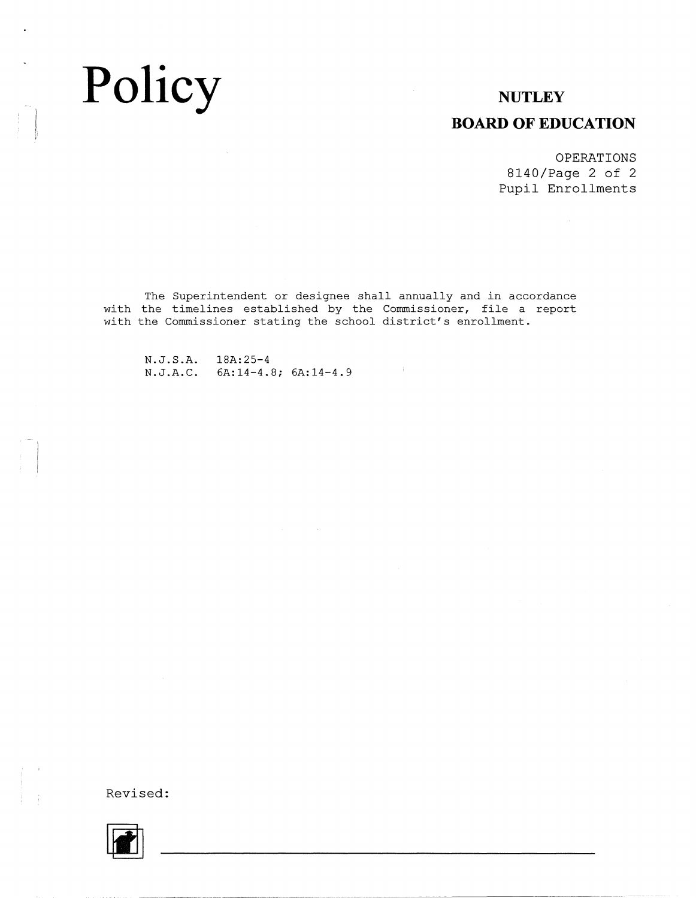The Superintendent or designee shall annually and in accordance with the timelines established by the Commissioner, file a report with the Commissioner stating the school district's enrollment.

N.J.S.A. 18A:25-4
N.J.A.C. 6A:14-4.8; 6A:14-4.9

Revised: